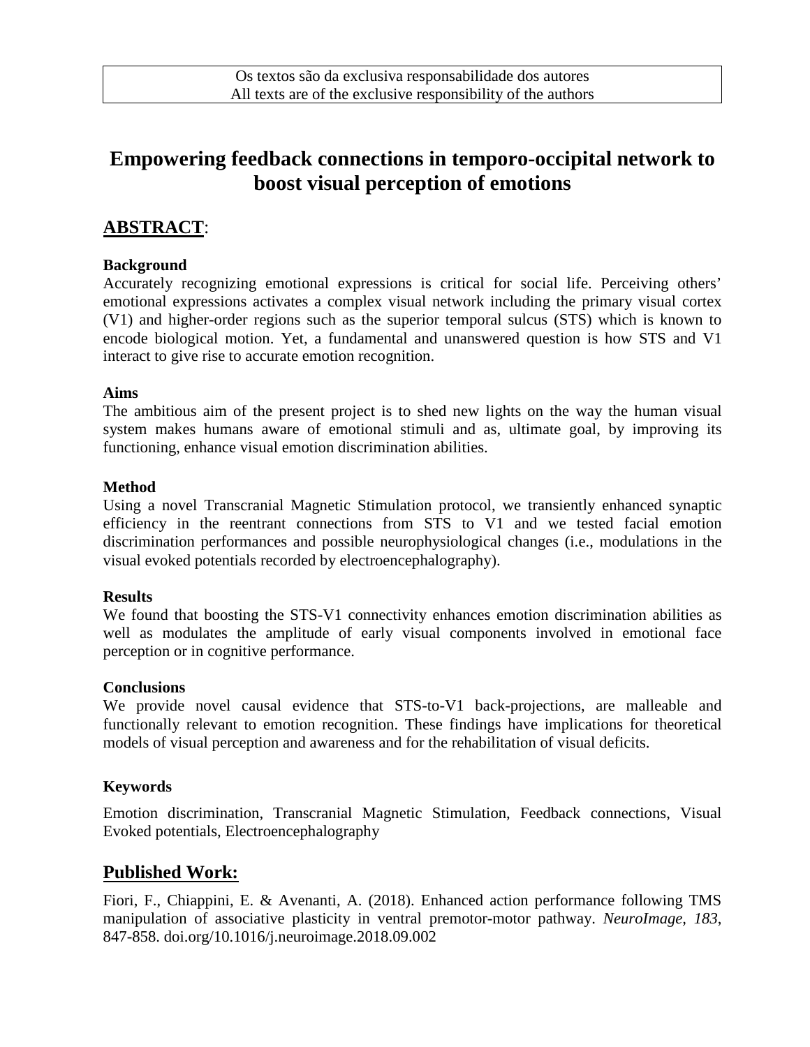Os textos são da exclusiva responsabilidade dos autores
All texts are of the exclusive responsibility of the authors

# Empowering feedback connections in temporo-occipital network to boost visual perception of emotions

## ABSTRACT:

### Background

Accurately recognizing emotional expressions is critical for social life. Perceiving others' emotional expressions activates a complex visual network including the primary visual cortex (V1) and higher-order regions such as the superior temporal sulcus (STS) which is known to encode biological motion. Yet, a fundamental and unanswered question is how STS and V1 interact to give rise to accurate emotion recognition.

### Aims

The ambitious aim of the present project is to shed new lights on the way the human visual system makes humans aware of emotional stimuli and as, ultimate goal, by improving its functioning, enhance visual emotion discrimination abilities.

### Method

Using a novel Transcranial Magnetic Stimulation protocol, we transiently enhanced synaptic efficiency in the reentrant connections from STS to V1 and we tested facial emotion discrimination performances and possible neurophysiological changes (i.e., modulations in the visual evoked potentials recorded by electroencephalography).

### Results

We found that boosting the STS-V1 connectivity enhances emotion discrimination abilities as well as modulates the amplitude of early visual components involved in emotional face perception or in cognitive performance.

### Conclusions

We provide novel causal evidence that STS-to-V1 back-projections, are malleable and functionally relevant to emotion recognition. These findings have implications for theoretical models of visual perception and awareness and for the rehabilitation of visual deficits.

### Keywords

Emotion discrimination, Transcranial Magnetic Stimulation, Feedback connections, Visual Evoked potentials, Electroencephalography

## Published Work:

Fiori, F., Chiappini, E. & Avenanti, A. (2018). Enhanced action performance following TMS manipulation of associative plasticity in ventral premotor-motor pathway. *NeuroImage*, *183*, 847-858. doi.org/10.1016/j.neuroimage.2018.09.002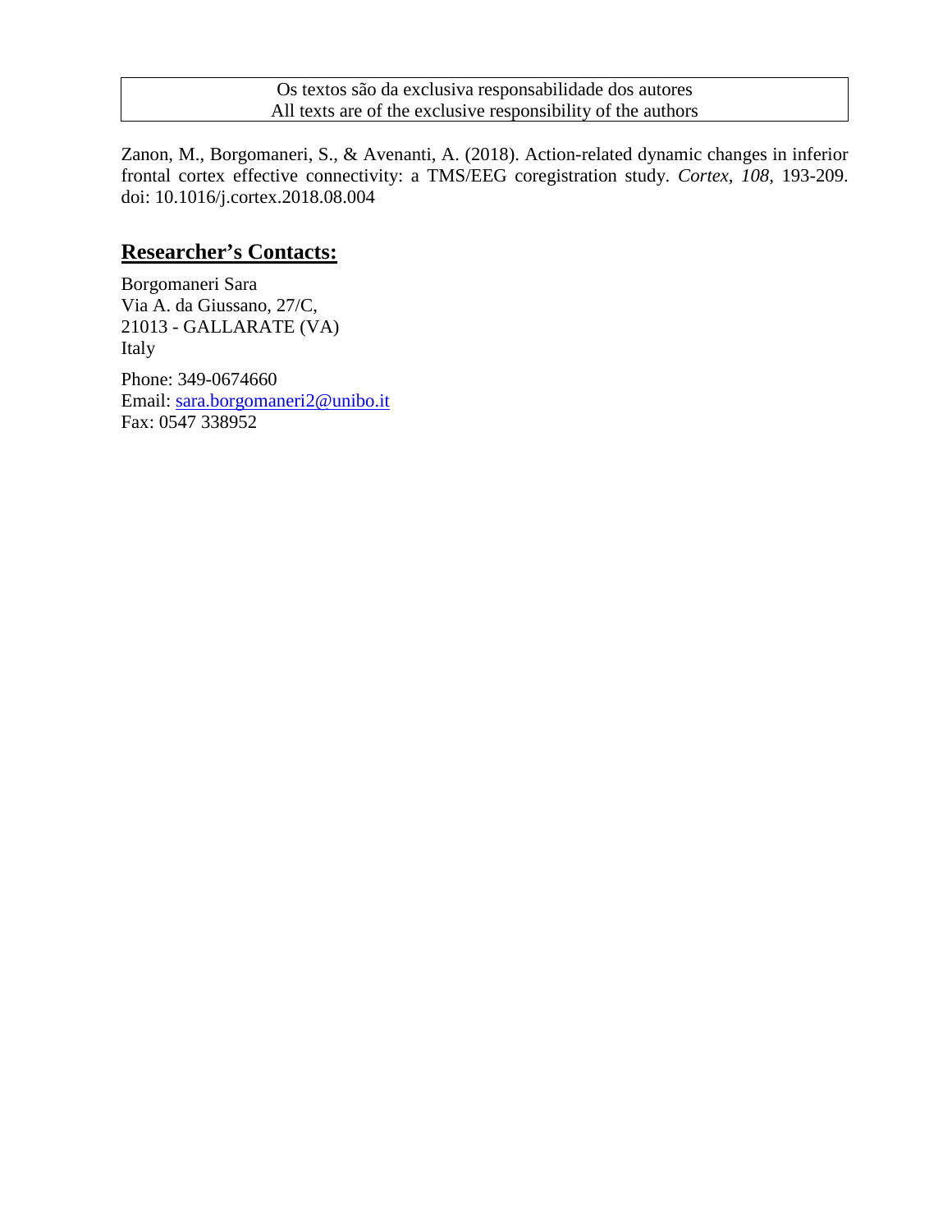| Os textos são da exclusiva responsabilidade dos autores<br>All texts are of the exclusive responsibility of the authors |
|---|

Zanon, M., Borgomaneri, S., & Avenanti, A. (2018). Action-related dynamic changes in inferior frontal cortex effective connectivity: a TMS/EEG coregistration study. *Cortex, 108*, 193-209. doi: 10.1016/j.cortex.2018.08.004

## Researcher's Contacts:

Borgomaneri Sara
Via A. da Giussano, 27/C,
21013 - GALLARATE (VA)
Italy

Phone: 349-0674660
Email: sara.borgomaneri2@unibo.it
Fax: 0547 338952